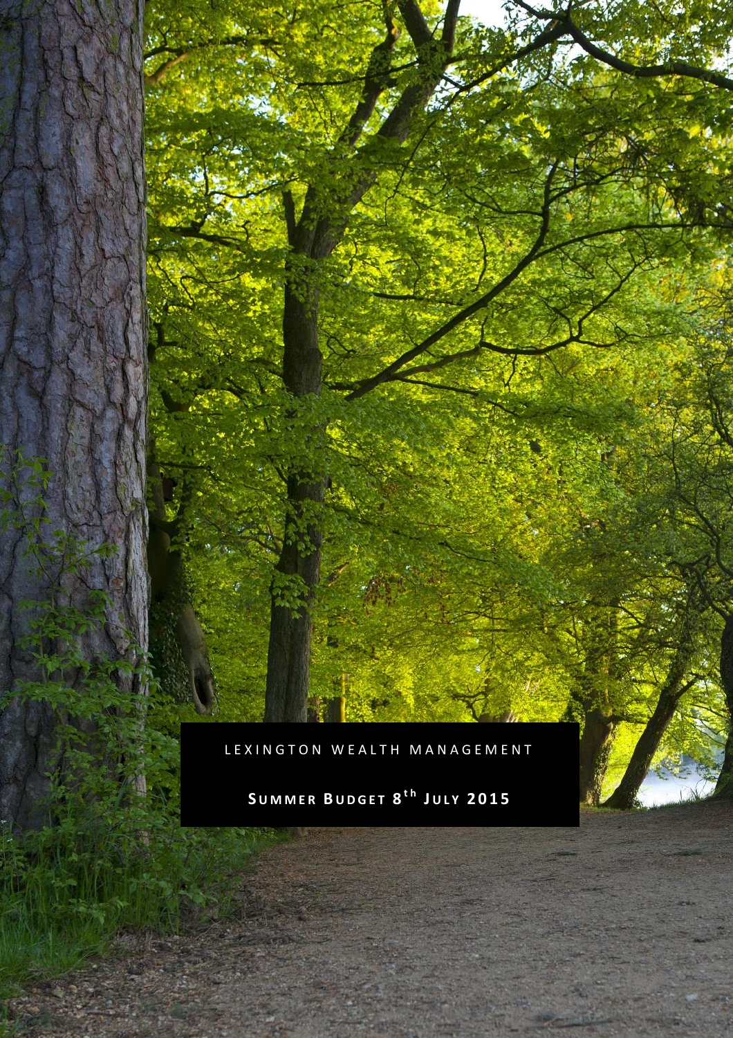LEXINGTON WEALTH MANAGEMENT

# Summer Budget 8th July 2015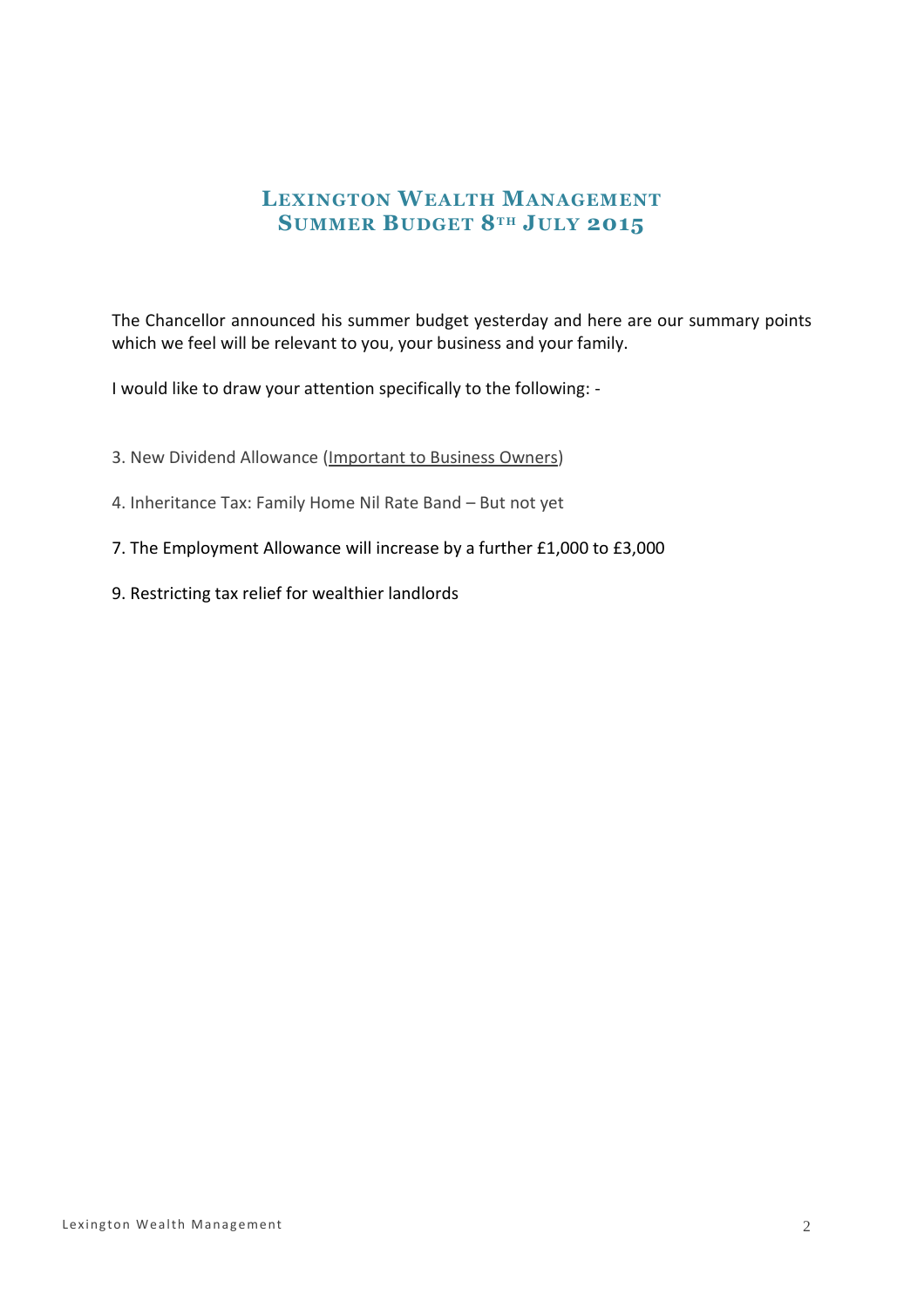# Lexington Wealth Management
## Summer Budget 8th July 2015

The Chancellor announced his summer budget yesterday and here are our summary points which we feel will be relevant to you, your business and your family.

I would like to draw your attention specifically to the following: -

3. New Dividend Allowance (<u>Important to Business Owners</u>)

4. Inheritance Tax: Family Home Nil Rate Band – But not yet

7. The Employment Allowance will increase by a further £1,000 to £3,000

9. Restricting tax relief for wealthier landlords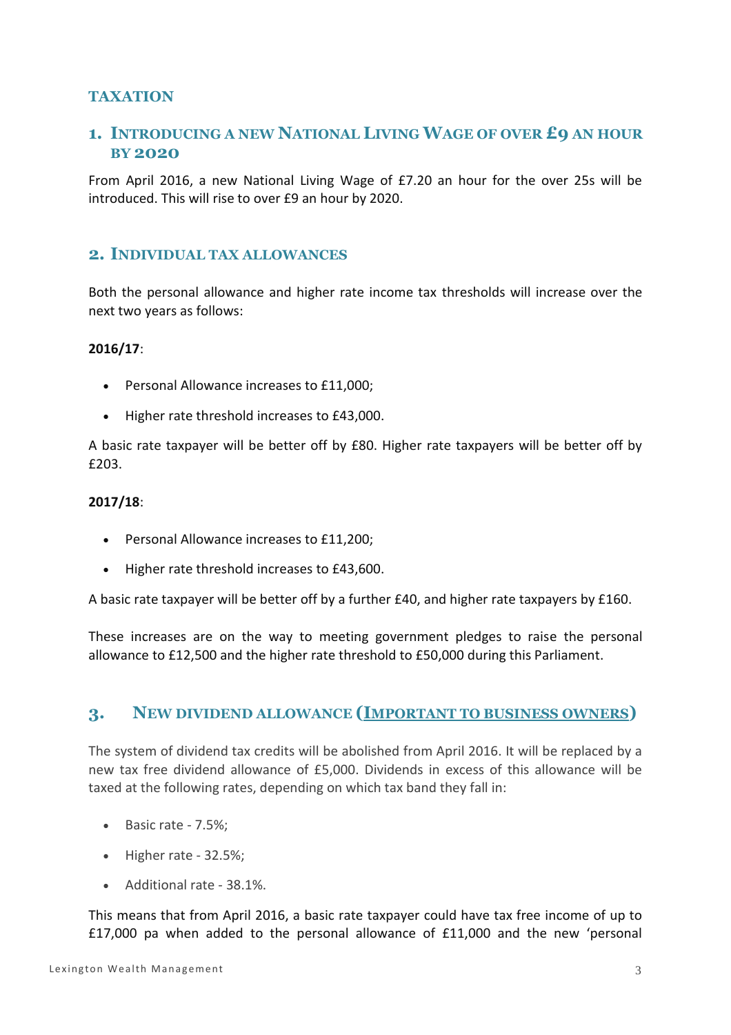# TAXATION

## 1. Introducing a new National Living Wage of over £9 an hour by 2020

From April 2016, a new National Living Wage of £7.20 an hour for the over 25s will be introduced. This will rise to over £9 an hour by 2020.

## 2. Individual tax allowances

Both the personal allowance and higher rate income tax thresholds will increase over the next two years as follows:

**2016/17**:

- Personal Allowance increases to £11,000;
- Higher rate threshold increases to £43,000.

A basic rate taxpayer will be better off by £80. Higher rate taxpayers will be better off by £203.

**2017/18**:

- Personal Allowance increases to £11,200;
- Higher rate threshold increases to £43,600.

A basic rate taxpayer will be better off by a further £40, and higher rate taxpayers by £160.

These increases are on the way to meeting government pledges to raise the personal allowance to £12,500 and the higher rate threshold to £50,000 during this Parliament.

## 3. New dividend allowance (Important to business owners)

The system of dividend tax credits will be abolished from April 2016. It will be replaced by a new tax free dividend allowance of £5,000. Dividends in excess of this allowance will be taxed at the following rates, depending on which tax band they fall in:

- Basic rate - 7.5%;
- Higher rate - 32.5%;
- Additional rate - 38.1%.

This means that from April 2016, a basic rate taxpayer could have tax free income of up to £17,000 pa when added to the personal allowance of £11,000 and the new 'personal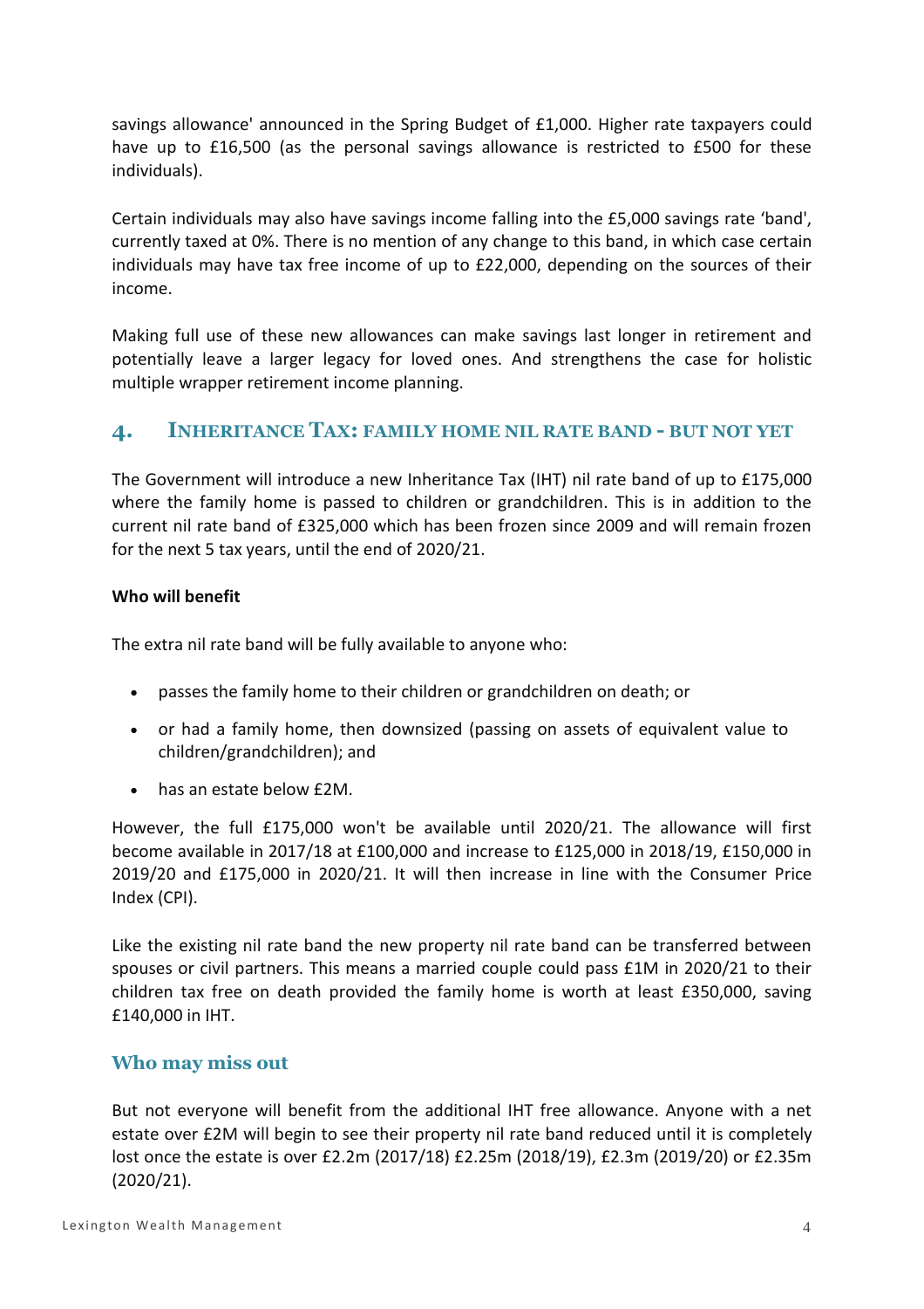savings allowance' announced in the Spring Budget of £1,000. Higher rate taxpayers could have up to £16,500 (as the personal savings allowance is restricted to £500 for these individuals).

Certain individuals may also have savings income falling into the £5,000 savings rate 'band', currently taxed at 0%. There is no mention of any change to this band, in which case certain individuals may have tax free income of up to £22,000, depending on the sources of their income.

Making full use of these new allowances can make savings last longer in retirement and potentially leave a larger legacy for loved ones. And strengthens the case for holistic multiple wrapper retirement income planning.

## 4. Inheritance Tax: Family Home Nil Rate Band - But Not Yet

The Government will introduce a new Inheritance Tax (IHT) nil rate band of up to £175,000 where the family home is passed to children or grandchildren. This is in addition to the current nil rate band of £325,000 which has been frozen since 2009 and will remain frozen for the next 5 tax years, until the end of 2020/21.

**Who will benefit**

The extra nil rate band will be fully available to anyone who:

- passes the family home to their children or grandchildren on death; or
- or had a family home, then downsized (passing on assets of equivalent value to children/grandchildren); and
- has an estate below £2M.

However, the full £175,000 won't be available until 2020/21. The allowance will first become available in 2017/18 at £100,000 and increase to £125,000 in 2018/19, £150,000 in 2019/20 and £175,000 in 2020/21. It will then increase in line with the Consumer Price Index (CPI).

Like the existing nil rate band the new property nil rate band can be transferred between spouses or civil partners. This means a married couple could pass £1M in 2020/21 to their children tax free on death provided the family home is worth at least £350,000, saving £140,000 in IHT.

### Who may miss out

But not everyone will benefit from the additional IHT free allowance. Anyone with a net estate over £2M will begin to see their property nil rate band reduced until it is completely lost once the estate is over £2.2m (2017/18) £2.25m (2018/19), £2.3m (2019/20) or £2.35m (2020/21).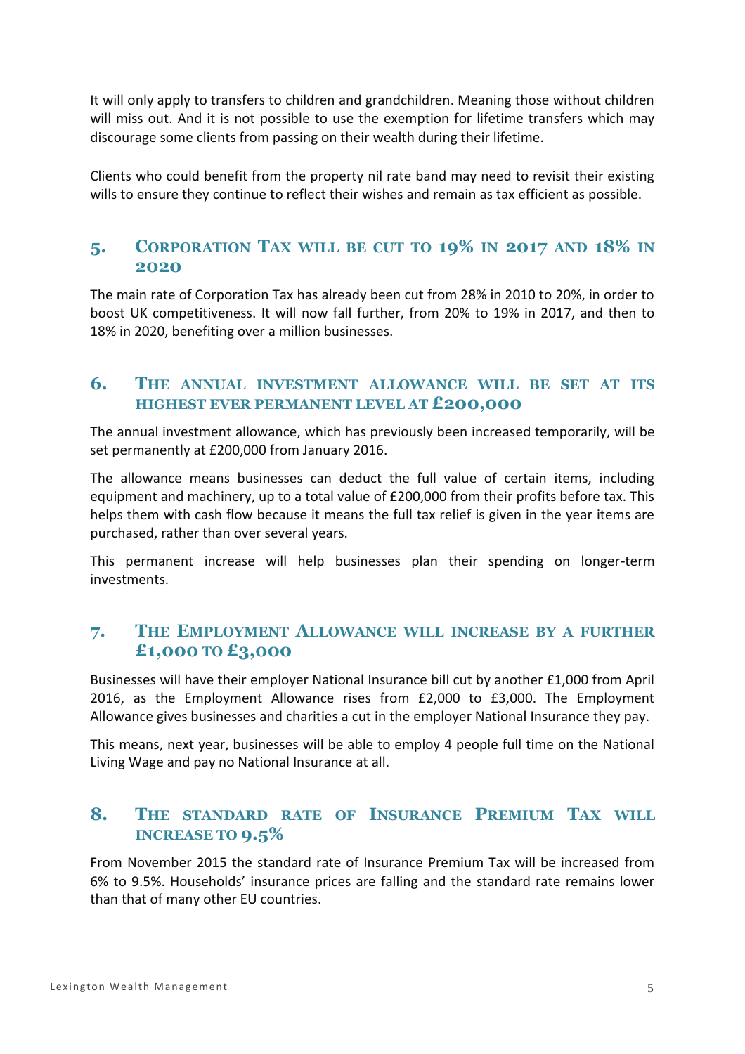It will only apply to transfers to children and grandchildren. Meaning those without children will miss out. And it is not possible to use the exemption for lifetime transfers which may discourage some clients from passing on their wealth during their lifetime.

Clients who could benefit from the property nil rate band may need to revisit their existing wills to ensure they continue to reflect their wishes and remain as tax efficient as possible.

## 5. Corporation Tax will be cut to 19% in 2017 and 18% in 2020

The main rate of Corporation Tax has already been cut from 28% in 2010 to 20%, in order to boost UK competitiveness. It will now fall further, from 20% to 19% in 2017, and then to 18% in 2020, benefiting over a million businesses.

## 6. The annual investment allowance will be set at its highest ever permanent level at £200,000

The annual investment allowance, which has previously been increased temporarily, will be set permanently at £200,000 from January 2016.

The allowance means businesses can deduct the full value of certain items, including equipment and machinery, up to a total value of £200,000 from their profits before tax. This helps them with cash flow because it means the full tax relief is given in the year items are purchased, rather than over several years.

This permanent increase will help businesses plan their spending on longer-term investments.

## 7. The Employment Allowance will increase by a further £1,000 to £3,000

Businesses will have their employer National Insurance bill cut by another £1,000 from April 2016, as the Employment Allowance rises from £2,000 to £3,000. The Employment Allowance gives businesses and charities a cut in the employer National Insurance they pay.

This means, next year, businesses will be able to employ 4 people full time on the National Living Wage and pay no National Insurance at all.

## 8. The standard rate of Insurance Premium Tax will increase to 9.5%

From November 2015 the standard rate of Insurance Premium Tax will be increased from 6% to 9.5%. Households' insurance prices are falling and the standard rate remains lower than that of many other EU countries.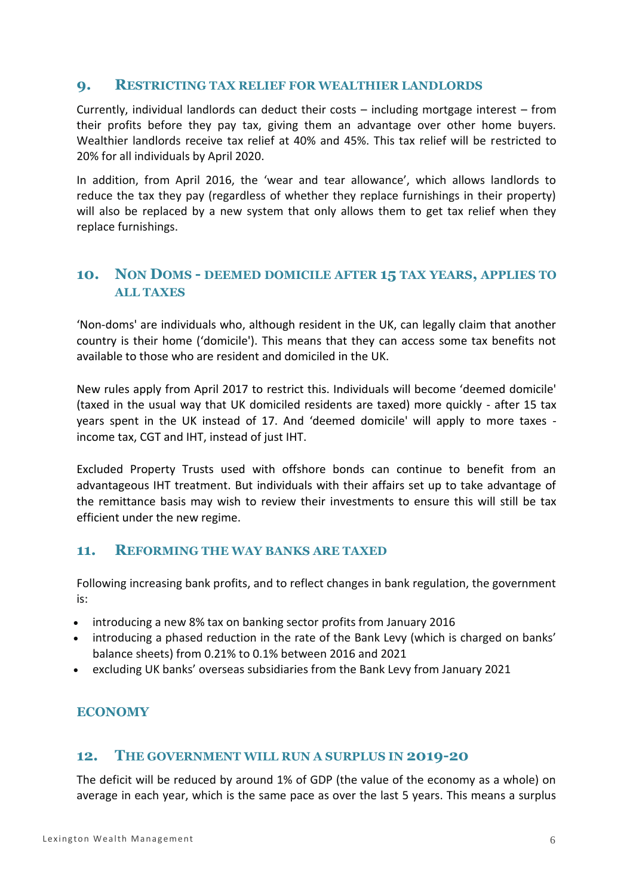## 9. RESTRICTING TAX RELIEF FOR WEALTHIER LANDLORDS

Currently, individual landlords can deduct their costs – including mortgage interest – from their profits before they pay tax, giving them an advantage over other home buyers. Wealthier landlords receive tax relief at 40% and 45%. This tax relief will be restricted to 20% for all individuals by April 2020.

In addition, from April 2016, the 'wear and tear allowance', which allows landlords to reduce the tax they pay (regardless of whether they replace furnishings in their property) will also be replaced by a new system that only allows them to get tax relief when they replace furnishings.

## 10. NON DOMS - DEEMED DOMICILE AFTER 15 TAX YEARS, APPLIES TO ALL TAXES

'Non-doms' are individuals who, although resident in the UK, can legally claim that another country is their home ('domicile'). This means that they can access some tax benefits not available to those who are resident and domiciled in the UK.

New rules apply from April 2017 to restrict this. Individuals will become 'deemed domicile' (taxed in the usual way that UK domiciled residents are taxed) more quickly - after 15 tax years spent in the UK instead of 17. And 'deemed domicile' will apply to more taxes - income tax, CGT and IHT, instead of just IHT.

Excluded Property Trusts used with offshore bonds can continue to benefit from an advantageous IHT treatment. But individuals with their affairs set up to take advantage of the remittance basis may wish to review their investments to ensure this will still be tax efficient under the new regime.

## 11. REFORMING THE WAY BANKS ARE TAXED

Following increasing bank profits, and to reflect changes in bank regulation, the government is:

- introducing a new 8% tax on banking sector profits from January 2016
- introducing a phased reduction in the rate of the Bank Levy (which is charged on banks' balance sheets) from 0.21% to 0.1% between 2016 and 2021
- excluding UK banks' overseas subsidiaries from the Bank Levy from January 2021

# ECONOMY

## 12. THE GOVERNMENT WILL RUN A SURPLUS IN 2019-20

The deficit will be reduced by around 1% of GDP (the value of the economy as a whole) on average in each year, which is the same pace as over the last 5 years. This means a surplus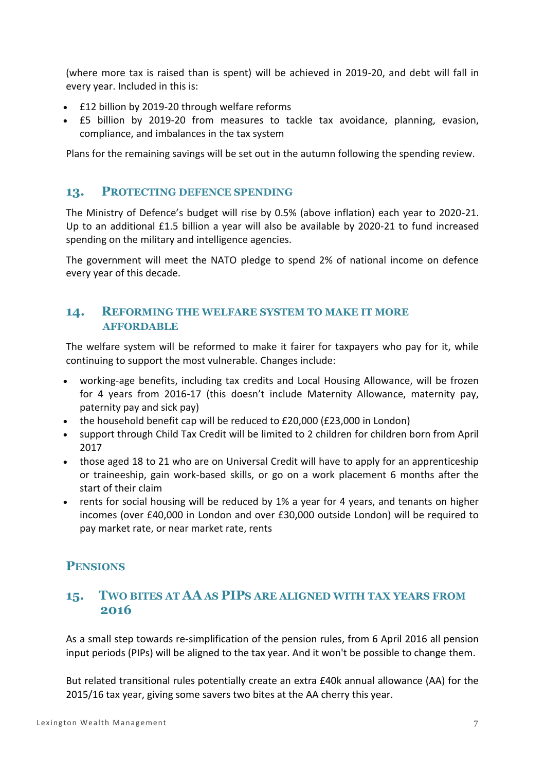(where more tax is raised than is spent) will be achieved in 2019-20, and debt will fall in every year. Included in this is:

- £12 billion by 2019-20 through welfare reforms
- £5 billion by 2019-20 from measures to tackle tax avoidance, planning, evasion, compliance, and imbalances in the tax system

Plans for the remaining savings will be set out in the autumn following the spending review.

## 13. Protecting Defence Spending

The Ministry of Defence's budget will rise by 0.5% (above inflation) each year to 2020-21. Up to an additional £1.5 billion a year will also be available by 2020-21 to fund increased spending on the military and intelligence agencies.

The government will meet the NATO pledge to spend 2% of national income on defence every year of this decade.

## 14. Reforming the Welfare System to Make it More Affordable

The welfare system will be reformed to make it fairer for taxpayers who pay for it, while continuing to support the most vulnerable. Changes include:

- working-age benefits, including tax credits and Local Housing Allowance, will be frozen for 4 years from 2016-17 (this doesn't include Maternity Allowance, maternity pay, paternity pay and sick pay)
- the household benefit cap will be reduced to £20,000 (£23,000 in London)
- support through Child Tax Credit will be limited to 2 children for children born from April 2017
- those aged 18 to 21 who are on Universal Credit will have to apply for an apprenticeship or traineeship, gain work-based skills, or go on a work placement 6 months after the start of their claim
- rents for social housing will be reduced by 1% a year for 4 years, and tenants on higher incomes (over £40,000 in London and over £30,000 outside London) will be required to pay market rate, or near market rate, rents

# Pensions

## 15. Two Bites at AA as PIPs are Aligned with Tax Years from 2016

As a small step towards re-simplification of the pension rules, from 6 April 2016 all pension input periods (PIPs) will be aligned to the tax year. And it won't be possible to change them.

But related transitional rules potentially create an extra £40k annual allowance (AA) for the 2015/16 tax year, giving some savers two bites at the AA cherry this year.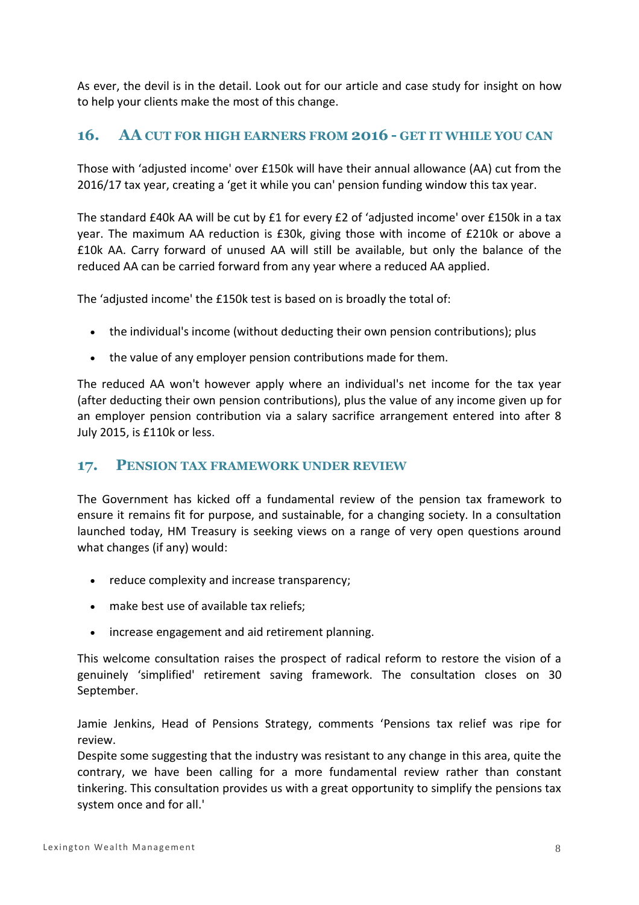As ever, the devil is in the detail. Look out for our article and case study for insight on how to help your clients make the most of this change.

## 16. AA CUT FOR HIGH EARNERS FROM 2016 - GET IT WHILE YOU CAN

Those with 'adjusted income' over £150k will have their annual allowance (AA) cut from the 2016/17 tax year, creating a 'get it while you can' pension funding window this tax year.

The standard £40k AA will be cut by £1 for every £2 of 'adjusted income' over £150k in a tax year. The maximum AA reduction is £30k, giving those with income of £210k or above a £10k AA. Carry forward of unused AA will still be available, but only the balance of the reduced AA can be carried forward from any year where a reduced AA applied.

The 'adjusted income' the £150k test is based on is broadly the total of:

- the individual's income (without deducting their own pension contributions); plus
- the value of any employer pension contributions made for them.

The reduced AA won't however apply where an individual's net income for the tax year (after deducting their own pension contributions), plus the value of any income given up for an employer pension contribution via a salary sacrifice arrangement entered into after 8 July 2015, is £110k or less.

## 17. PENSION TAX FRAMEWORK UNDER REVIEW

The Government has kicked off a fundamental review of the pension tax framework to ensure it remains fit for purpose, and sustainable, for a changing society. In a consultation launched today, HM Treasury is seeking views on a range of very open questions around what changes (if any) would:

- reduce complexity and increase transparency;
- make best use of available tax reliefs;
- increase engagement and aid retirement planning.

This welcome consultation raises the prospect of radical reform to restore the vision of a genuinely 'simplified' retirement saving framework. The consultation closes on 30 September.

Jamie Jenkins, Head of Pensions Strategy, comments 'Pensions tax relief was ripe for review.
Despite some suggesting that the industry was resistant to any change in this area, quite the contrary, we have been calling for a more fundamental review rather than constant tinkering. This consultation provides us with a great opportunity to simplify the pensions tax system once and for all.'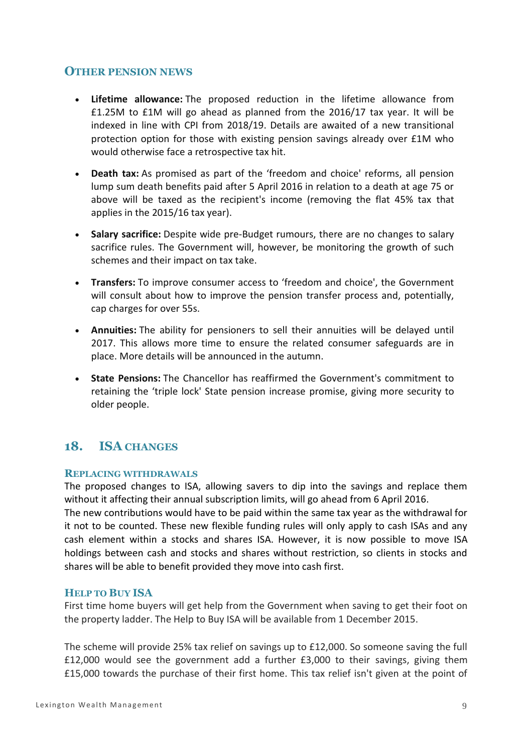### Other Pension News

- **Lifetime allowance:** The proposed reduction in the lifetime allowance from £1.25M to £1M will go ahead as planned from the 2016/17 tax year. It will be indexed in line with CPI from 2018/19. Details are awaited of a new transitional protection option for those with existing pension savings already over £1M who would otherwise face a retrospective tax hit.
- **Death tax:** As promised as part of the 'freedom and choice' reforms, all pension lump sum death benefits paid after 5 April 2016 in relation to a death at age 75 or above will be taxed as the recipient's income (removing the flat 45% tax that applies in the 2015/16 tax year).
- **Salary sacrifice:** Despite wide pre-Budget rumours, there are no changes to salary sacrifice rules. The Government will, however, be monitoring the growth of such schemes and their impact on tax take.
- **Transfers:** To improve consumer access to 'freedom and choice', the Government will consult about how to improve the pension transfer process and, potentially, cap charges for over 55s.
- **Annuities:** The ability for pensioners to sell their annuities will be delayed until 2017. This allows more time to ensure the related consumer safeguards are in place. More details will be announced in the autumn.
- **State Pensions:** The Chancellor has reaffirmed the Government's commitment to retaining the 'triple lock' State pension increase promise, giving more security to older people.

## 18. ISA Changes

### Replacing Withdrawals

The proposed changes to ISA, allowing savers to dip into the savings and replace them without it affecting their annual subscription limits, will go ahead from 6 April 2016.
The new contributions would have to be paid within the same tax year as the withdrawal for it not to be counted. These new flexible funding rules will only apply to cash ISAs and any cash element within a stocks and shares ISA. However, it is now possible to move ISA holdings between cash and stocks and shares without restriction, so clients in stocks and shares will be able to benefit provided they move into cash first.

### Help to Buy ISA

First time home buyers will get help from the Government when saving to get their foot on the property ladder. The Help to Buy ISA will be available from 1 December 2015.

The scheme will provide 25% tax relief on savings up to £12,000. So someone saving the full £12,000 would see the government add a further £3,000 to their savings, giving them £15,000 towards the purchase of their first home. This tax relief isn't given at the point of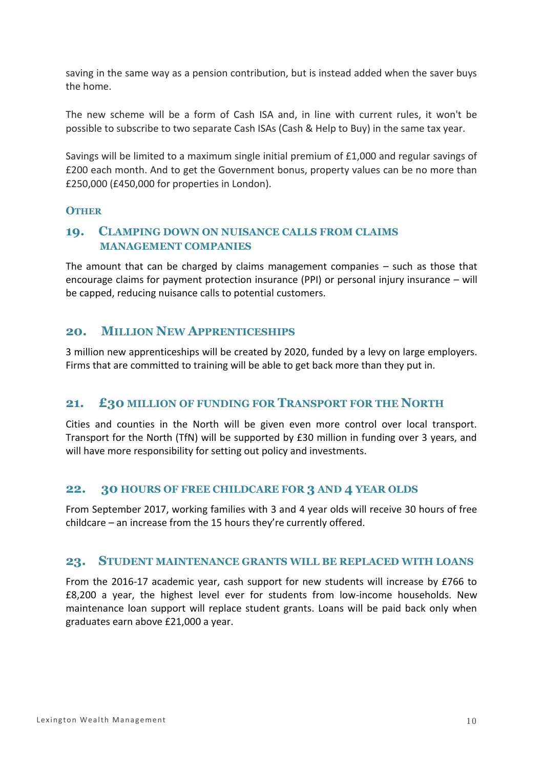saving in the same way as a pension contribution, but is instead added when the saver buys the home.

The new scheme will be a form of Cash ISA and, in line with current rules, it won't be possible to subscribe to two separate Cash ISAs (Cash & Help to Buy) in the same tax year.

Savings will be limited to a maximum single initial premium of £1,000 and regular savings of £200 each month. And to get the Government bonus, property values can be no more than £250,000 (£450,000 for properties in London).

### Other

## 19. Clamping down on nuisance calls from claims management companies

The amount that can be charged by claims management companies – such as those that encourage claims for payment protection insurance (PPI) or personal injury insurance – will be capped, reducing nuisance calls to potential customers.

## 20. Million New Apprenticeships

3 million new apprenticeships will be created by 2020, funded by a levy on large employers. Firms that are committed to training will be able to get back more than they put in.

## 21. £30 million of funding for Transport for the North

Cities and counties in the North will be given even more control over local transport. Transport for the North (TfN) will be supported by £30 million in funding over 3 years, and will have more responsibility for setting out policy and investments.

## 22. 30 hours of free childcare for 3 and 4 year olds

From September 2017, working families with 3 and 4 year olds will receive 30 hours of free childcare – an increase from the 15 hours they're currently offered.

## 23. Student maintenance grants will be replaced with loans

From the 2016-17 academic year, cash support for new students will increase by £766 to £8,200 a year, the highest level ever for students from low-income households. New maintenance loan support will replace student grants. Loans will be paid back only when graduates earn above £21,000 a year.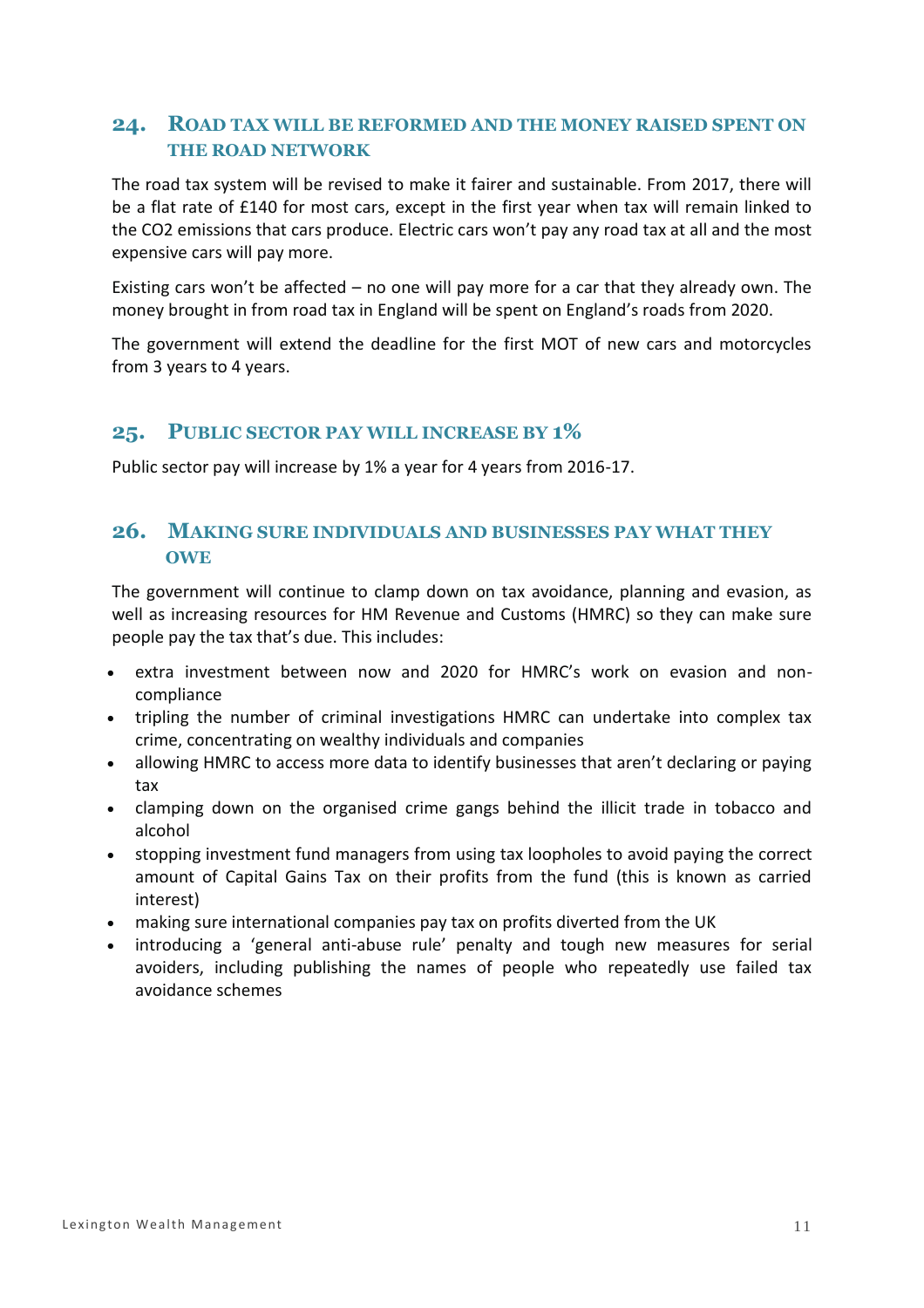## 24. ROAD TAX WILL BE REFORMED AND THE MONEY RAISED SPENT ON THE ROAD NETWORK

The road tax system will be revised to make it fairer and sustainable. From 2017, there will be a flat rate of £140 for most cars, except in the first year when tax will remain linked to the $CO_2$ emissions that cars produce. Electric cars won't pay any road tax at all and the most expensive cars will pay more.

Existing cars won't be affected – no one will pay more for a car that they already own. The money brought in from road tax in England will be spent on England's roads from 2020.

The government will extend the deadline for the first MOT of new cars and motorcycles from 3 years to 4 years.

## 25. PUBLIC SECTOR PAY WILL INCREASE BY 1%

Public sector pay will increase by 1% a year for 4 years from 2016-17.

## 26. MAKING SURE INDIVIDUALS AND BUSINESSES PAY WHAT THEY OWE

The government will continue to clamp down on tax avoidance, planning and evasion, as well as increasing resources for HM Revenue and Customs (HMRC) so they can make sure people pay the tax that's due. This includes:

- extra investment between now and 2020 for HMRC's work on evasion and non-compliance
- tripling the number of criminal investigations HMRC can undertake into complex tax crime, concentrating on wealthy individuals and companies
- allowing HMRC to access more data to identify businesses that aren't declaring or paying tax
- clamping down on the organised crime gangs behind the illicit trade in tobacco and alcohol
- stopping investment fund managers from using tax loopholes to avoid paying the correct amount of Capital Gains Tax on their profits from the fund (this is known as carried interest)
- making sure international companies pay tax on profits diverted from the UK
- introducing a 'general anti-abuse rule' penalty and tough new measures for serial avoiders, including publishing the names of people who repeatedly use failed tax avoidance schemes